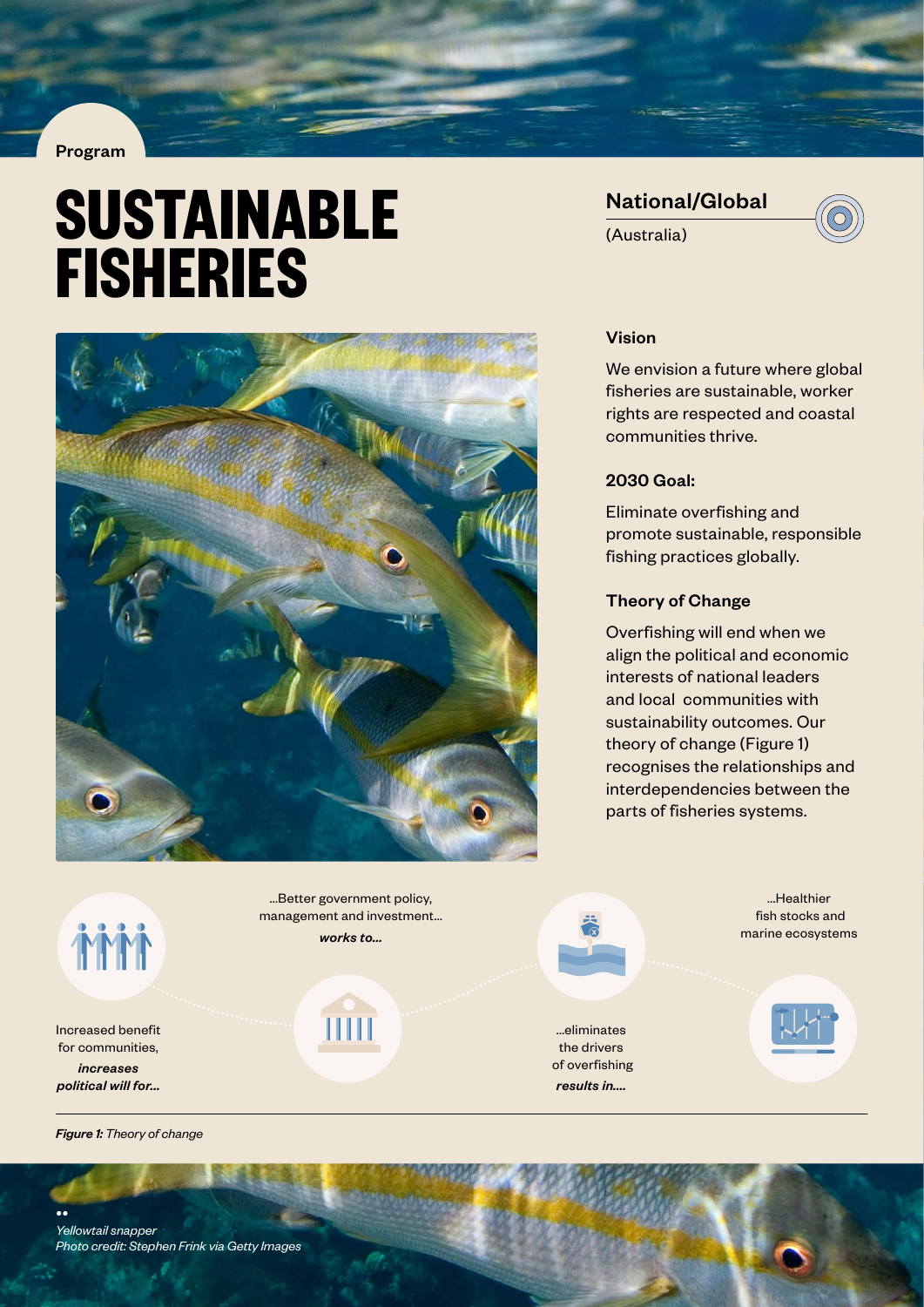Program

# SUSTAINABLE FISHERIES

**National/Global**

(Australia)

### Vision

We envision a future where global fisheries are sustainable, worker rights are respected and coastal communities thrive.

### 2030 Goal:

Eliminate overfishing and promote sustainable, responsible fishing practices globally.

### Theory of Change

Overfishing will end when we align the political and economic interests of national leaders and local communities with sustainability outcomes. Our theory of change (Figure 1) recognises the relationships and interdependencies between the parts of fisheries systems.

Increased benefit for communities, ***increases political will for...***

...Better government policy, management and investment... ***works to...***

...eliminates the drivers of overfishing ***results in....***

...Healthier fish stocks and marine ecosystems

***Figure 1:*** *Theory of change*

*Yellowtail snapper*
*Photo credit: Stephen Frink via Getty Images*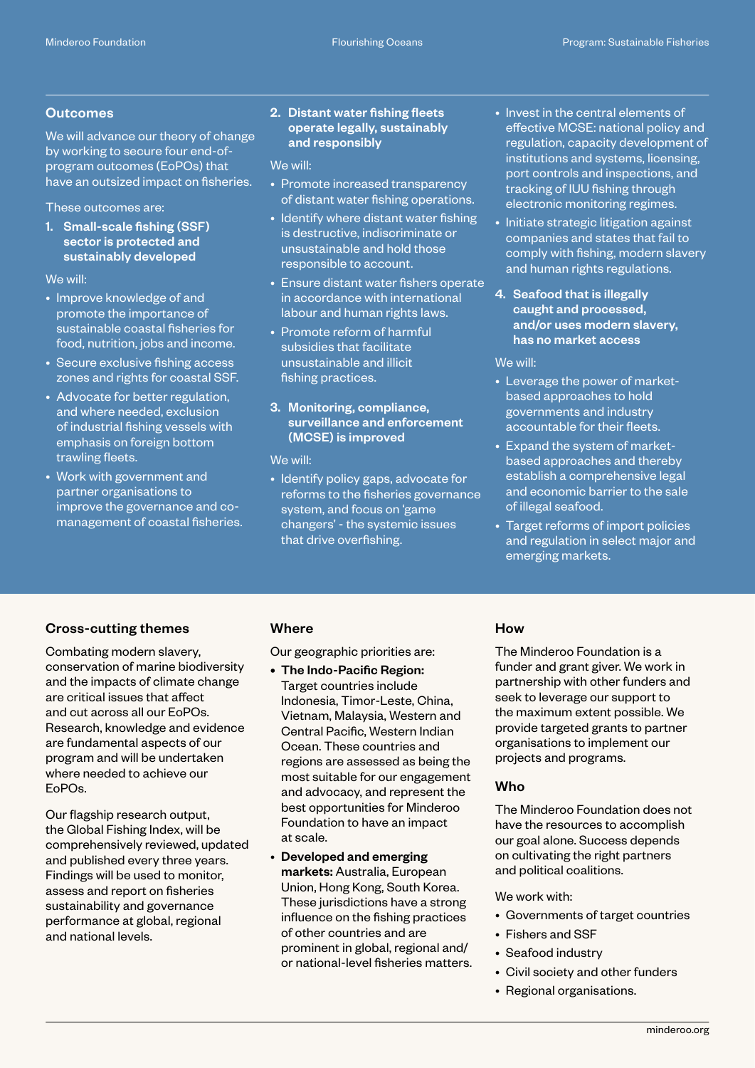## Outcomes

We will advance our theory of change by working to secure four end-of-program outcomes (EoPOs) that have an outsized impact on fisheries.

These outcomes are:

### 1. Small-scale fishing (SSF) sector is protected and sustainably developed

We will:

- Improve knowledge of and promote the importance of sustainable coastal fisheries for food, nutrition, jobs and income.
- Secure exclusive fishing access zones and rights for coastal SSF.
- Advocate for better regulation, and where needed, exclusion of industrial fishing vessels with emphasis on foreign bottom trawling fleets.
- Work with government and partner organisations to improve the governance and co-management of coastal fisheries.

### 2. Distant water fishing fleets operate legally, sustainably and responsibly

We will:

- Promote increased transparency of distant water fishing operations.
- Identify where distant water fishing is destructive, indiscriminate or unsustainable and hold those responsible to account.
- Ensure distant water fishers operate in accordance with international labour and human rights laws.
- Promote reform of harmful subsidies that facilitate unsustainable and illicit fishing practices.

### 3. Monitoring, compliance, surveillance and enforcement (MCSE) is improved

We will:

- Identify policy gaps, advocate for reforms to the fisheries governance system, and focus on 'game changers' - the systemic issues that drive overfishing.
- Invest in the central elements of effective MCSE: national policy and regulation, capacity development of institutions and systems, licensing, port controls and inspections, and tracking of IUU fishing through electronic monitoring regimes.
- Initiate strategic litigation against companies and states that fail to comply with fishing, modern slavery and human rights regulations.

### 4. Seafood that is illegally caught and processed, and/or uses modern slavery, has no market access

We will:

- Leverage the power of market-based approaches to hold governments and industry accountable for their fleets.
- Expand the system of market-based approaches and thereby establish a comprehensive legal and economic barrier to the sale of illegal seafood.
- Target reforms of import policies and regulation in select major and emerging markets.

## Cross-cutting themes

Combating modern slavery, conservation of marine biodiversity and the impacts of climate change are critical issues that affect and cut across all our EoPOs. Research, knowledge and evidence are fundamental aspects of our program and will be undertaken where needed to achieve our EoPOs.

Our flagship research output, the Global Fishing Index, will be comprehensively reviewed, updated and published every three years. Findings will be used to monitor, assess and report on fisheries sustainability and governance performance at global, regional and national levels.

## Where

Our geographic priorities are:

- **The Indo-Pacific Region:** Target countries include Indonesia, Timor-Leste, China, Vietnam, Malaysia, Western and Central Pacific, Western Indian Ocean. These countries and regions are assessed as being the most suitable for our engagement and advocacy, and represent the best opportunities for Minderoo Foundation to have an impact at scale.
- **Developed and emerging markets:** Australia, European Union, Hong Kong, South Korea. These jurisdictions have a strong influence on the fishing practices of other countries and are prominent in global, regional and/or national-level fisheries matters.

## How

The Minderoo Foundation is a funder and grant giver. We work in partnership with other funders and seek to leverage our support to the maximum extent possible. We provide targeted grants to partner organisations to implement our projects and programs.

## Who

The Minderoo Foundation does not have the resources to accomplish our goal alone. Success depends on cultivating the right partners and political coalitions.

We work with:

- Governments of target countries
- Fishers and SSF
- Seafood industry
- Civil society and other funders
- Regional organisations.